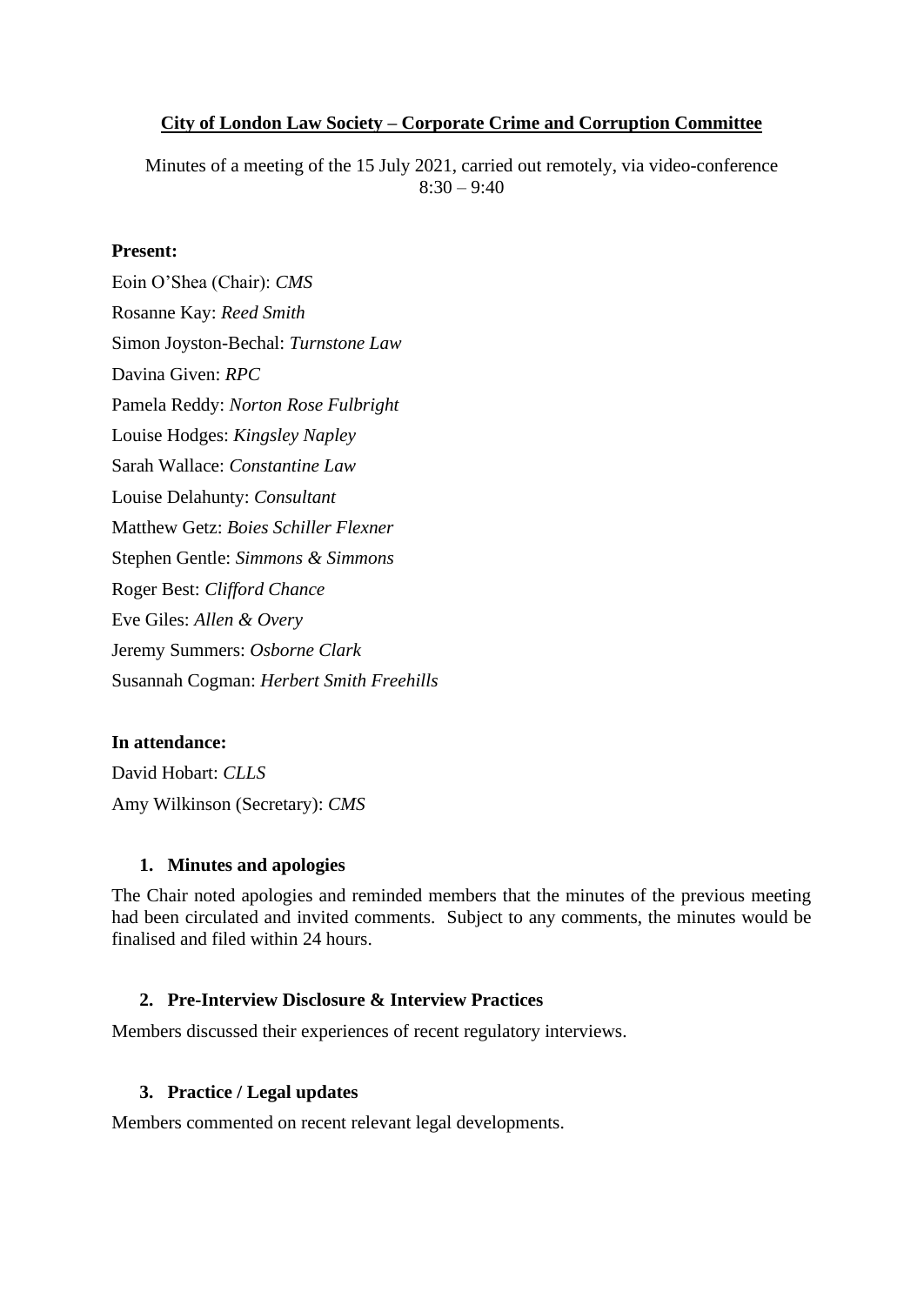**City of London Law Society – Corporate Crime and Corruption Committee**

Minutes of a meeting of the 15 July 2021, carried out remotely, via video-conference
8:30 – 9:40

**Present:**

Eoin O'Shea (Chair): *CMS*
Rosanne Kay: *Reed Smith*
Simon Joyston-Bechal: *Turnstone Law*
Davina Given: *RPC*
Pamela Reddy: *Norton Rose Fulbright*
Louise Hodges: *Kingsley Napley*
Sarah Wallace: *Constantine Law*
Louise Delahunty: *Consultant*
Matthew Getz: *Boies Schiller Flexner*
Stephen Gentle: *Simmons & Simmons*
Roger Best: *Clifford Chance*
Eve Giles: *Allen & Overy*
Jeremy Summers: *Osborne Clark*
Susannah Cogman: *Herbert Smith Freehills*

**In attendance:**

David Hobart: *CLLS*
Amy Wilkinson (Secretary): *CMS*

1. **Minutes and apologies**

The Chair noted apologies and reminded members that the minutes of the previous meeting had been circulated and invited comments. Subject to any comments, the minutes would be finalised and filed within 24 hours.

2. **Pre-Interview Disclosure & Interview Practices**

Members discussed their experiences of recent regulatory interviews.

3. **Practice / Legal updates**

Members commented on recent relevant legal developments.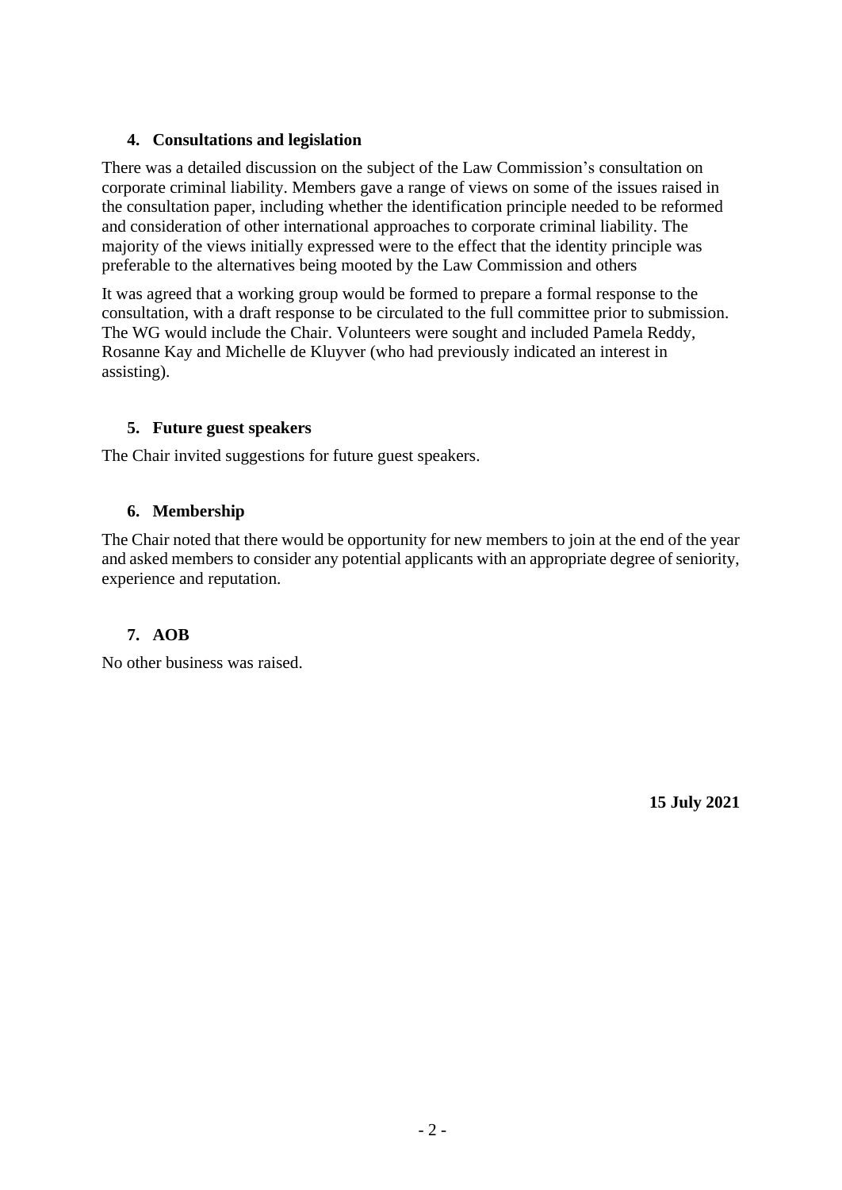## 4. Consultations and legislation

There was a detailed discussion on the subject of the Law Commission's consultation on corporate criminal liability. Members gave a range of views on some of the issues raised in the consultation paper, including whether the identification principle needed to be reformed and consideration of other international approaches to corporate criminal liability. The majority of the views initially expressed were to the effect that the identity principle was preferable to the alternatives being mooted by the Law Commission and others

It was agreed that a working group would be formed to prepare a formal response to the consultation, with a draft response to be circulated to the full committee prior to submission. The WG would include the Chair. Volunteers were sought and included Pamela Reddy, Rosanne Kay and Michelle de Kluyver (who had previously indicated an interest in assisting).

## 5. Future guest speakers

The Chair invited suggestions for future guest speakers.

## 6. Membership

The Chair noted that there would be opportunity for new members to join at the end of the year and asked members to consider any potential applicants with an appropriate degree of seniority, experience and reputation.

## 7. AOB

No other business was raised.

**15 July 2021**